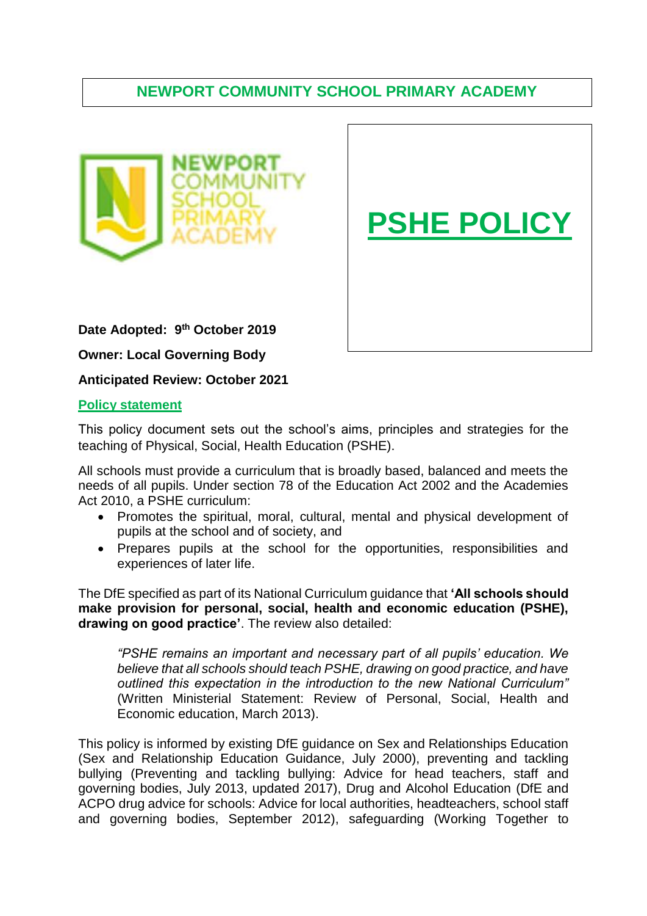# NEWPORT COMMUNITY SCHOOL PRIMARY ACADEMY

# PSHE POLICY

**Date Adopted: 9th October 2019**

**Owner: Local Governing Body**

**Anticipated Review: October 2021**

## Policy statement

This policy document sets out the school's aims, principles and strategies for the teaching of Physical, Social, Health Education (PSHE).

All schools must provide a curriculum that is broadly based, balanced and meets the needs of all pupils. Under section 78 of the Education Act 2002 and the Academies Act 2010, a PSHE curriculum:

- Promotes the spiritual, moral, cultural, mental and physical development of pupils at the school and of society, and
- Prepares pupils at the school for the opportunities, responsibilities and experiences of later life.

The DfE specified as part of its National Curriculum guidance that **'All schools should make provision for personal, social, health and economic education (PSHE), drawing on good practice'**. The review also detailed:

> *"PSHE remains an important and necessary part of all pupils' education. We believe that all schools should teach PSHE, drawing on good practice, and have outlined this expectation in the introduction to the new National Curriculum"* (Written Ministerial Statement: Review of Personal, Social, Health and Economic education, March 2013).

This policy is informed by existing DfE guidance on Sex and Relationships Education (Sex and Relationship Education Guidance, July 2000), preventing and tackling bullying (Preventing and tackling bullying: Advice for head teachers, staff and governing bodies, July 2013, updated 2017), Drug and Alcohol Education (DfE and ACPO drug advice for schools: Advice for local authorities, headteachers, school staff and governing bodies, September 2012), safeguarding (Working Together to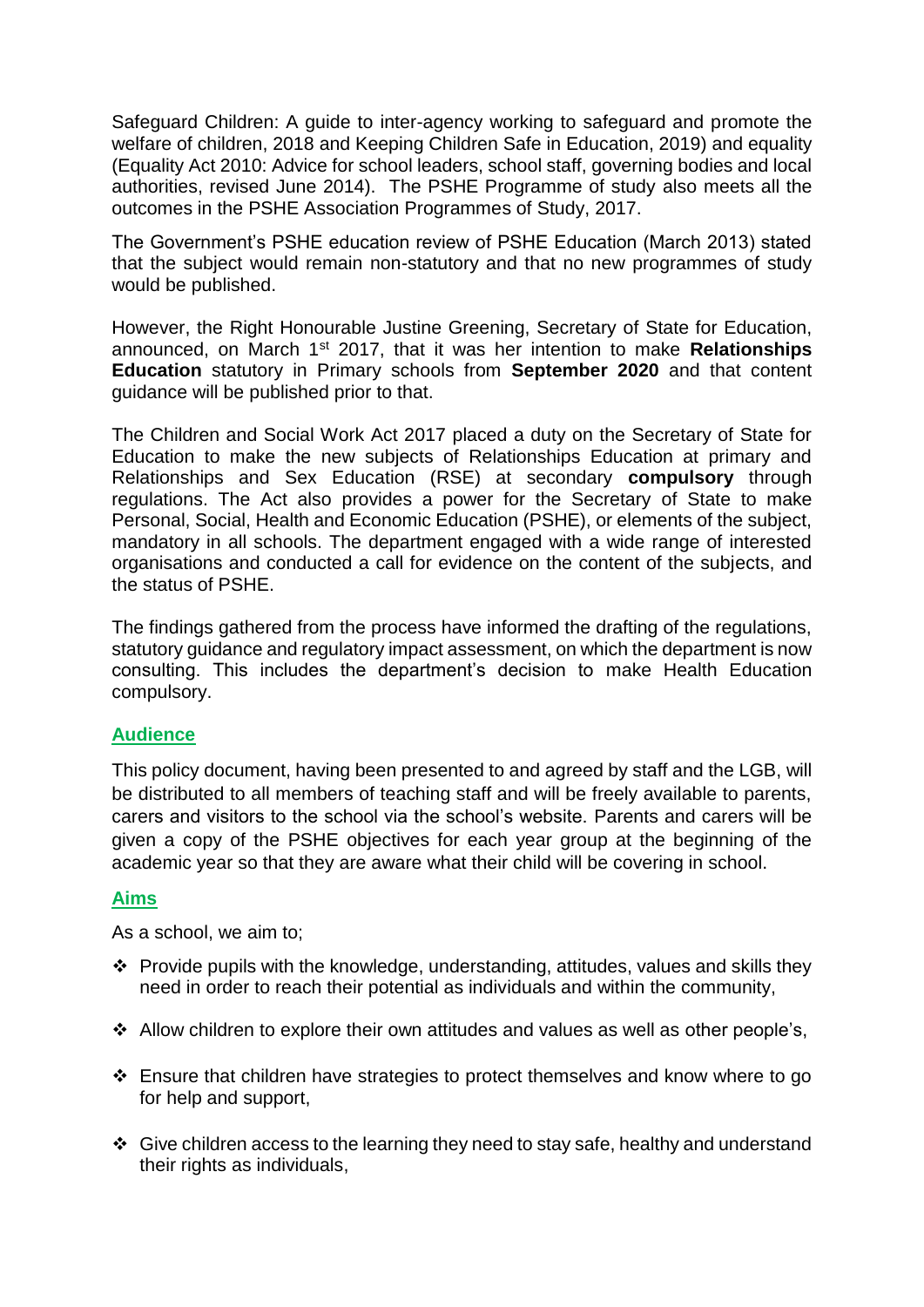Safeguard Children: A guide to inter-agency working to safeguard and promote the welfare of children, 2018 and Keeping Children Safe in Education, 2019) and equality (Equality Act 2010: Advice for school leaders, school staff, governing bodies and local authorities, revised June 2014). The PSHE Programme of study also meets all the outcomes in the PSHE Association Programmes of Study, 2017.

The Government's PSHE education review of PSHE Education (March 2013) stated that the subject would remain non-statutory and that no new programmes of study would be published.

However, the Right Honourable Justine Greening, Secretary of State for Education, announced, on March 1st 2017, that it was her intention to make **Relationships Education** statutory in Primary schools from **September 2020** and that content guidance will be published prior to that.

The Children and Social Work Act 2017 placed a duty on the Secretary of State for Education to make the new subjects of Relationships Education at primary and Relationships and Sex Education (RSE) at secondary **compulsory** through regulations. The Act also provides a power for the Secretary of State to make Personal, Social, Health and Economic Education (PSHE), or elements of the subject, mandatory in all schools. The department engaged with a wide range of interested organisations and conducted a call for evidence on the content of the subjects, and the status of PSHE.

The findings gathered from the process have informed the drafting of the regulations, statutory guidance and regulatory impact assessment, on which the department is now consulting. This includes the department's decision to make Health Education compulsory.

## Audience

This policy document, having been presented to and agreed by staff and the LGB, will be distributed to all members of teaching staff and will be freely available to parents, carers and visitors to the school via the school's website. Parents and carers will be given a copy of the PSHE objectives for each year group at the beginning of the academic year so that they are aware what their child will be covering in school.

## Aims

As a school, we aim to;

- Provide pupils with the knowledge, understanding, attitudes, values and skills they need in order to reach their potential as individuals and within the community,
- Allow children to explore their own attitudes and values as well as other people's,
- Ensure that children have strategies to protect themselves and know where to go for help and support,
- Give children access to the learning they need to stay safe, healthy and understand their rights as individuals,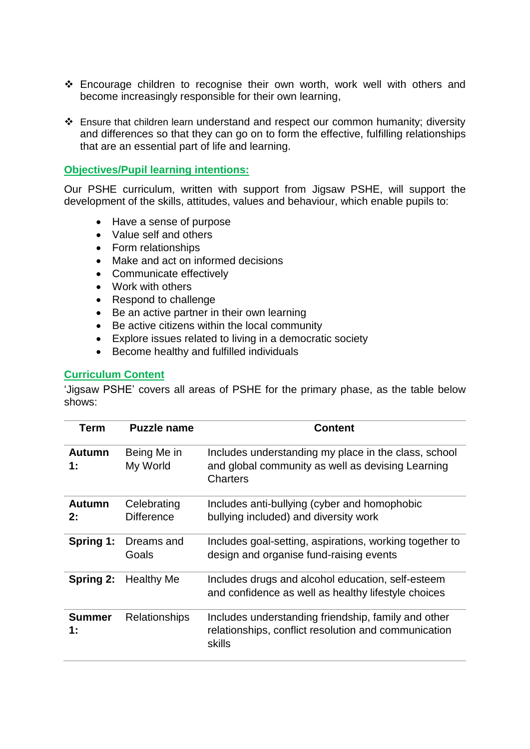- Encourage children to recognise their own worth, work well with others and become increasingly responsible for their own learning,

- Ensure that children learn understand and respect our common humanity; diversity and differences so that they can go on to form the effective, fulfilling relationships that are an essential part of life and learning.

## Objectives/Pupil learning intentions:

Our PSHE curriculum, written with support from Jigsaw PSHE, will support the development of the skills, attitudes, values and behaviour, which enable pupils to:

- Have a sense of purpose
- Value self and others
- Form relationships
- Make and act on informed decisions
- Communicate effectively
- Work with others
- Respond to challenge
- Be an active partner in their own learning
- Be active citizens within the local community
- Explore issues related to living in a democratic society
- Become healthy and fulfilled individuals

## Curriculum Content

'Jigsaw PSHE' covers all areas of PSHE for the primary phase, as the table below shows:

| Term | Puzzle name | Content |
|---|---|---|
| **Autumn 1:** | Being Me in My World | Includes understanding my place in the class, school and global community as well as devising Learning Charters |
| **Autumn 2:** | Celebrating Difference | Includes anti-bullying (cyber and homophobic bullying included) and diversity work |
| **Spring 1:** | Dreams and Goals | Includes goal-setting, aspirations, working together to design and organise fund-raising events |
| **Spring 2:** | Healthy Me | Includes drugs and alcohol education, self-esteem and confidence as well as healthy lifestyle choices |
| **Summer 1:** | Relationships | Includes understanding friendship, family and other relationships, conflict resolution and communication skills |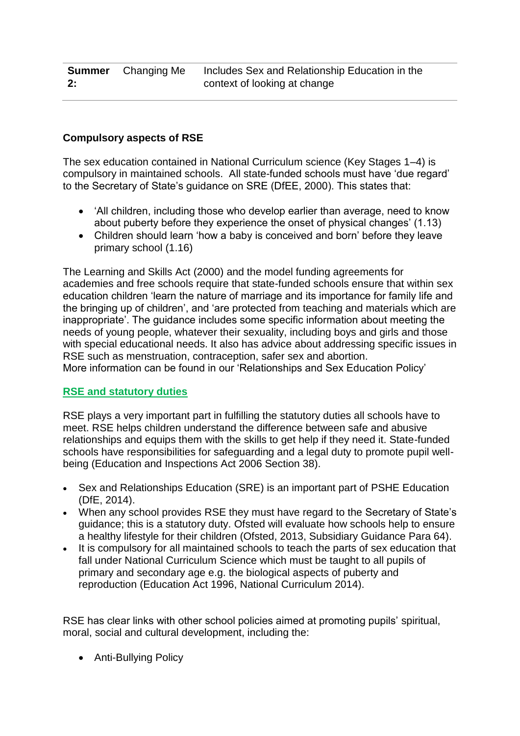| **Summer 2:** | Changing Me | Includes Sex and Relationship Education in the context of looking at change |
|---|---|---|

**Compulsory aspects of RSE**

The sex education contained in National Curriculum science (Key Stages 1–4) is compulsory in maintained schools. All state-funded schools must have 'due regard' to the Secretary of State's guidance on SRE (DfEE, 2000). This states that:

- 'All children, including those who develop earlier than average, need to know about puberty before they experience the onset of physical changes' (1.13)
- Children should learn 'how a baby is conceived and born' before they leave primary school (1.16)

The Learning and Skills Act (2000) and the model funding agreements for academies and free schools require that state-funded schools ensure that within sex education children 'learn the nature of marriage and its importance for family life and the bringing up of children', and 'are protected from teaching and materials which are inappropriate'. The guidance includes some specific information about meeting the needs of young people, whatever their sexuality, including boys and girls and those with special educational needs. It also has advice about addressing specific issues in RSE such as menstruation, contraception, safer sex and abortion.
More information can be found in our 'Relationships and Sex Education Policy'

**RSE and statutory duties**

RSE plays a very important part in fulfilling the statutory duties all schools have to meet. RSE helps children understand the difference between safe and abusive relationships and equips them with the skills to get help if they need it. State-funded schools have responsibilities for safeguarding and a legal duty to promote pupil well-being (Education and Inspections Act 2006 Section 38).

- Sex and Relationships Education (SRE) is an important part of PSHE Education (DfE, 2014).
- When any school provides RSE they must have regard to the Secretary of State's guidance; this is a statutory duty. Ofsted will evaluate how schools help to ensure a healthy lifestyle for their children (Ofsted, 2013, Subsidiary Guidance Para 64).
- It is compulsory for all maintained schools to teach the parts of sex education that fall under National Curriculum Science which must be taught to all pupils of primary and secondary age e.g. the biological aspects of puberty and reproduction (Education Act 1996, National Curriculum 2014).

RSE has clear links with other school policies aimed at promoting pupils' spiritual, moral, social and cultural development, including the:

- Anti-Bullying Policy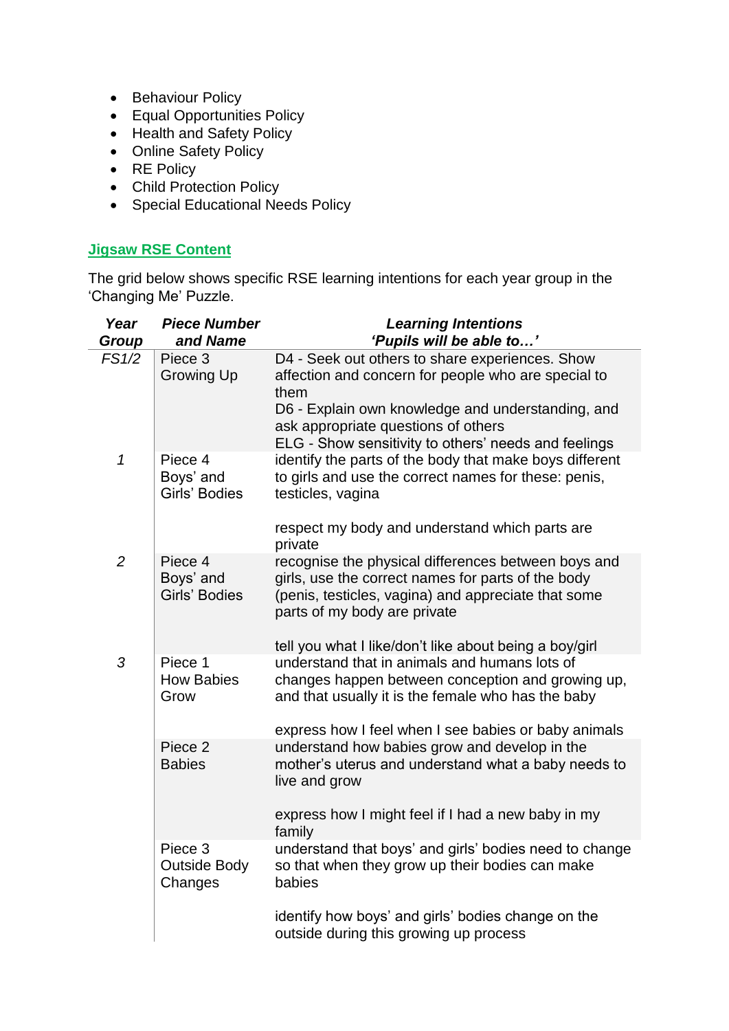- Behaviour Policy
- Equal Opportunities Policy
- Health and Safety Policy
- Online Safety Policy
- RE Policy
- Child Protection Policy
- Special Educational Needs Policy

## Jigsaw RSE Content

The grid below shows specific RSE learning intentions for each year group in the 'Changing Me' Puzzle.

| ***Year Group*** | ***Piece Number and Name*** | ***Learning Intentions 'Pupils will be able to…'*** |
|---|---|---|
| *FS1/2* | Piece 3 Growing Up | D4 - Seek out others to share experiences. Show affection and concern for people who are special to them<br>D6 - Explain own knowledge and understanding, and ask appropriate questions of others<br>ELG - Show sensitivity to others' needs and feelings |
| *1* | Piece 4 Boys' and Girls' Bodies | identify the parts of the body that make boys different to girls and use the correct names for these: penis, testicles, vagina<br><br>respect my body and understand which parts are private |
| *2* | Piece 4 Boys' and Girls' Bodies | recognise the physical differences between boys and girls, use the correct names for parts of the body (penis, testicles, vagina) and appreciate that some parts of my body are private<br><br>tell you what I like/don't like about being a boy/girl |
| *3* | Piece 1 How Babies Grow | understand that in animals and humans lots of changes happen between conception and growing up, and that usually it is the female who has the baby<br><br>express how I feel when I see babies or baby animals |
| | Piece 2 Babies | understand how babies grow and develop in the mother's uterus and understand what a baby needs to live and grow<br><br>express how I might feel if I had a new baby in my family |
| | Piece 3 Outside Body Changes | understand that boys' and girls' bodies need to change so that when they grow up their bodies can make babies<br><br>identify how boys' and girls' bodies change on the outside during this growing up process |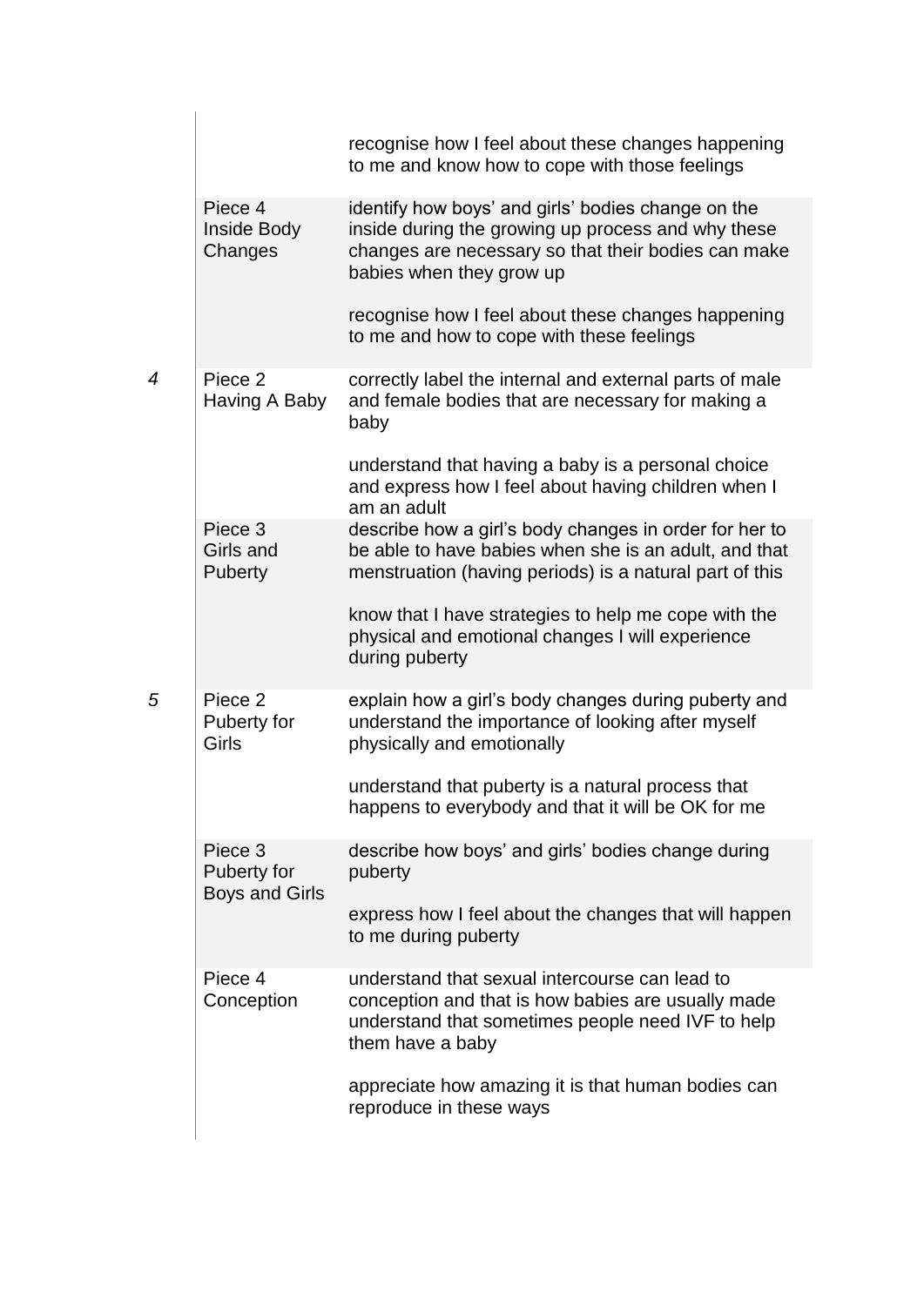| | | |
|---|---|---|
| | | recognise how I feel about these changes happening to me and know how to cope with those feelings |
| | Piece 4 Inside Body Changes | identify how boys' and girls' bodies change on the inside during the growing up process and why these changes are necessary so that their bodies can make babies when they grow up<br><br>recognise how I feel about these changes happening to me and how to cope with these feelings |
| *4* | Piece 2 Having A Baby | correctly label the internal and external parts of male and female bodies that are necessary for making a baby<br><br>understand that having a baby is a personal choice and express how I feel about having children when I am an adult |
| | Piece 3 Girls and Puberty | describe how a girl's body changes in order for her to be able to have babies when she is an adult, and that menstruation (having periods) is a natural part of this<br><br>know that I have strategies to help me cope with the physical and emotional changes I will experience during puberty |
| *5* | Piece 2 Puberty for Girls | explain how a girl's body changes during puberty and understand the importance of looking after myself physically and emotionally<br><br>understand that puberty is a natural process that happens to everybody and that it will be OK for me |
| | Piece 3 Puberty for Boys and Girls | describe how boys' and girls' bodies change during puberty<br><br>express how I feel about the changes that will happen to me during puberty |
| | Piece 4 Conception | understand that sexual intercourse can lead to conception and that is how babies are usually made understand that sometimes people need IVF to help them have a baby<br><br>appreciate how amazing it is that human bodies can reproduce in these ways |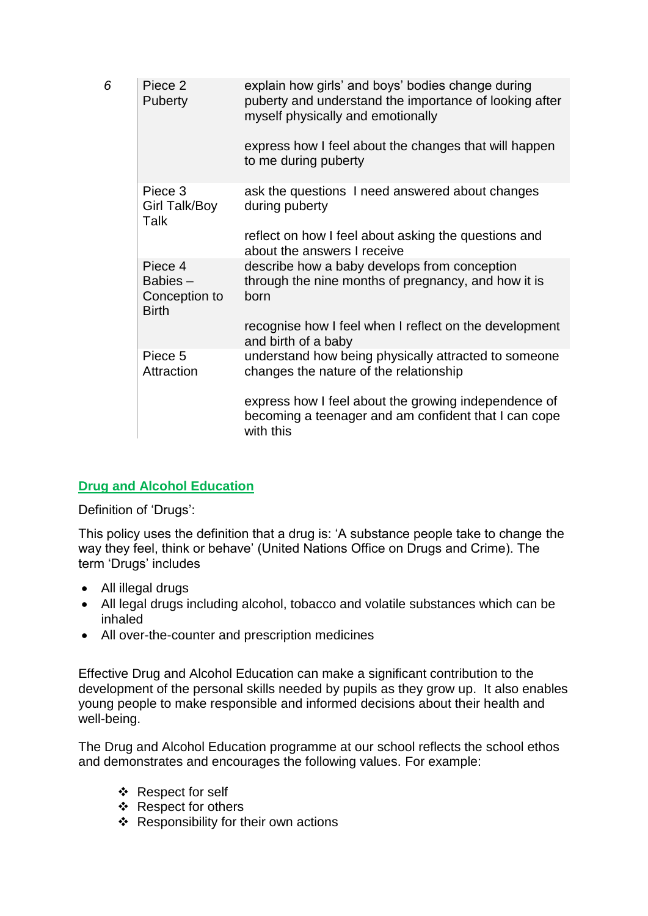| | | |
|---|---|---|
| *6* | Piece 2<br>Puberty | explain how girls' and boys' bodies change during puberty and understand the importance of looking after myself physically and emotionally<br><br>express how I feel about the changes that will happen to me during puberty |
| | Piece 3<br>Girl Talk/Boy Talk | ask the questions I need answered about changes during puberty<br><br>reflect on how I feel about asking the questions and about the answers I receive |
| | Piece 4<br>Babies – Conception to Birth | describe how a baby develops from conception through the nine months of pregnancy, and how it is born<br><br>recognise how I feel when I reflect on the development and birth of a baby |
| | Piece 5<br>Attraction | understand how being physically attracted to someone changes the nature of the relationship<br><br>express how I feel about the growing independence of becoming a teenager and am confident that I can cope with this |

## Drug and Alcohol Education

Definition of 'Drugs':

This policy uses the definition that a drug is: 'A substance people take to change the way they feel, think or behave' (United Nations Office on Drugs and Crime). The term 'Drugs' includes

- All illegal drugs
- All legal drugs including alcohol, tobacco and volatile substances which can be inhaled
- All over-the-counter and prescription medicines

Effective Drug and Alcohol Education can make a significant contribution to the development of the personal skills needed by pupils as they grow up. It also enables young people to make responsible and informed decisions about their health and well-being.

The Drug and Alcohol Education programme at our school reflects the school ethos and demonstrates and encourages the following values. For example:

- Respect for self
- Respect for others
- Responsibility for their own actions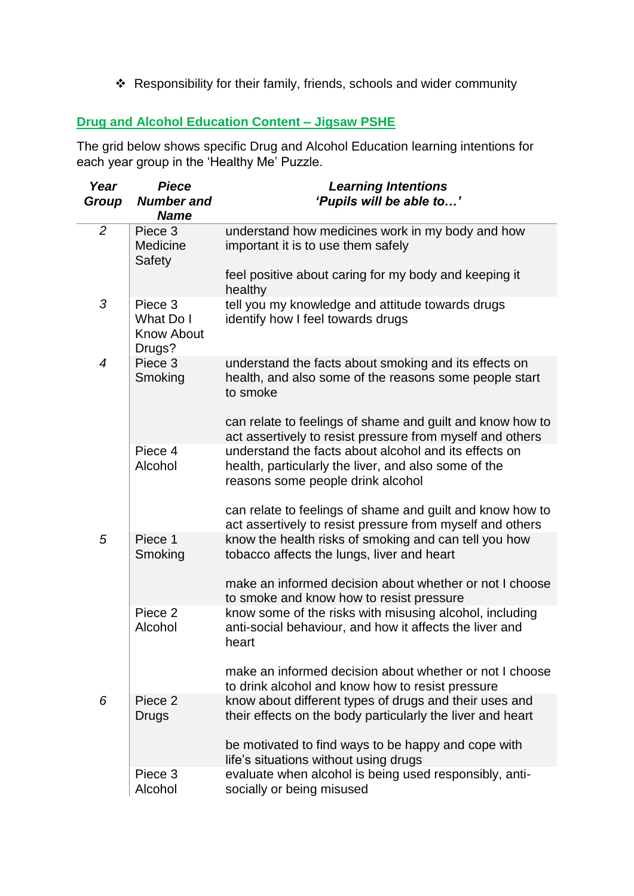- Responsibility for their family, friends, schools and wider community

## Drug and Alcohol Education Content – Jigsaw PSHE

The grid below shows specific Drug and Alcohol Education learning intentions for each year group in the 'Healthy Me' Puzzle.

| *Year Group* | *Piece Number and Name* | *Learning Intentions 'Pupils will be able to…'* |
|---|---|---|
| 2 | Piece 3 Medicine Safety | understand how medicines work in my body and how important it is to use them safely<br><br>feel positive about caring for my body and keeping it healthy |
| 3 | Piece 3 What Do I Know About Drugs? | tell you my knowledge and attitude towards drugs<br>identify how I feel towards drugs |
| 4 | Piece 3 Smoking | understand the facts about smoking and its effects on health, and also some of the reasons some people start to smoke<br><br>can relate to feelings of shame and guilt and know how to act assertively to resist pressure from myself and others |
| | Piece 4 Alcohol | understand the facts about alcohol and its effects on health, particularly the liver, and also some of the reasons some people drink alcohol<br><br>can relate to feelings of shame and guilt and know how to act assertively to resist pressure from myself and others |
| 5 | Piece 1 Smoking | know the health risks of smoking and can tell you how tobacco affects the lungs, liver and heart<br><br>make an informed decision about whether or not I choose to smoke and know how to resist pressure |
| | Piece 2 Alcohol | know some of the risks with misusing alcohol, including anti-social behaviour, and how it affects the liver and heart<br><br>make an informed decision about whether or not I choose to drink alcohol and know how to resist pressure |
| 6 | Piece 2 Drugs | know about different types of drugs and their uses and their effects on the body particularly the liver and heart<br><br>be motivated to find ways to be happy and cope with life's situations without using drugs |
| | Piece 3 Alcohol | evaluate when alcohol is being used responsibly, anti-socially or being misused |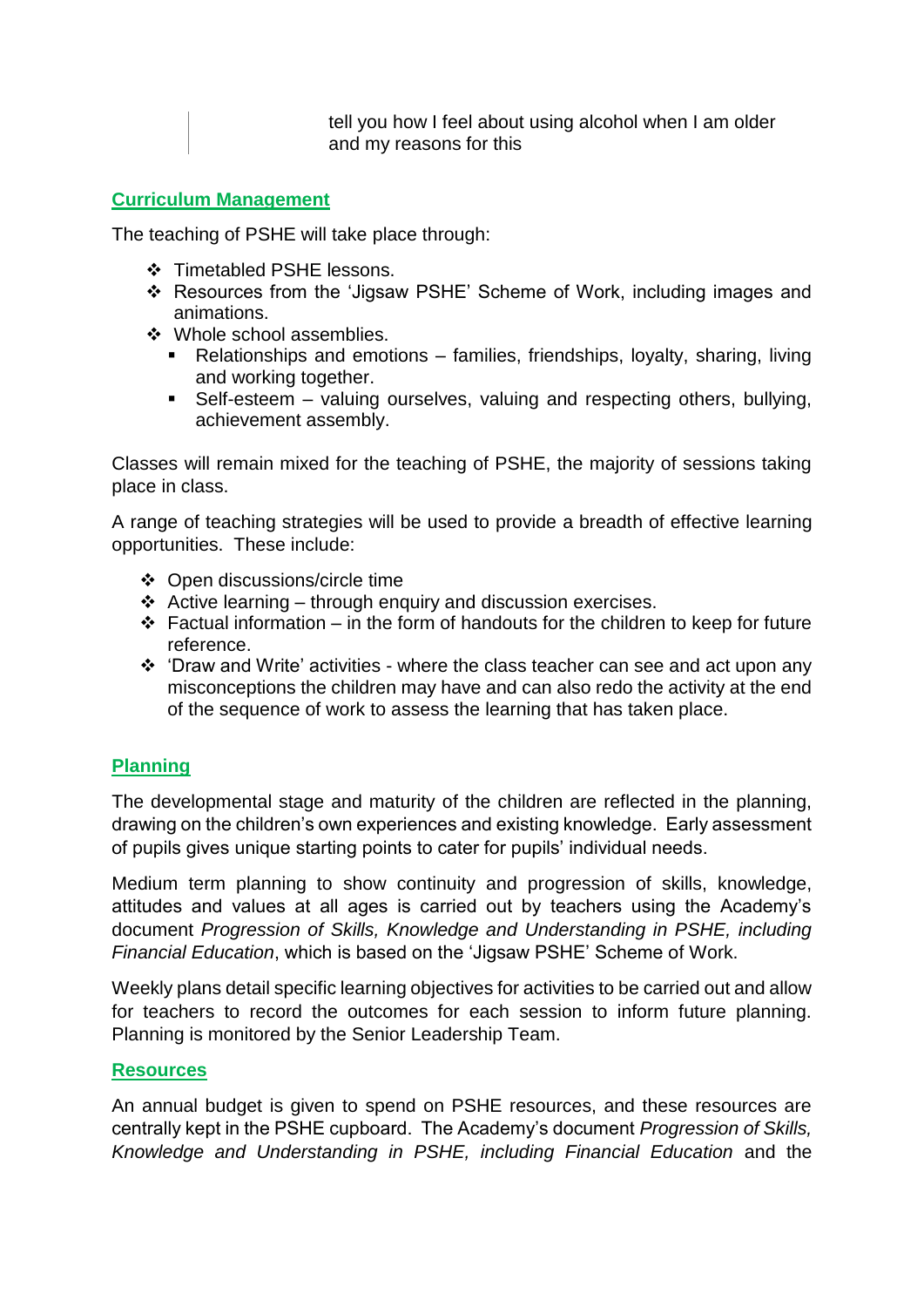tell you how I feel about using alcohol when I am older and my reasons for this

## Curriculum Management

The teaching of PSHE will take place through:

- Timetabled PSHE lessons.
- Resources from the 'Jigsaw PSHE' Scheme of Work, including images and animations.
- Whole school assemblies.
  - Relationships and emotions – families, friendships, loyalty, sharing, living and working together.
  - Self-esteem – valuing ourselves, valuing and respecting others, bullying, achievement assembly.

Classes will remain mixed for the teaching of PSHE, the majority of sessions taking place in class.

A range of teaching strategies will be used to provide a breadth of effective learning opportunities. These include:

- Open discussions/circle time
- Active learning – through enquiry and discussion exercises.
- Factual information – in the form of handouts for the children to keep for future reference.
- 'Draw and Write' activities - where the class teacher can see and act upon any misconceptions the children may have and can also redo the activity at the end of the sequence of work to assess the learning that has taken place.

## Planning

The developmental stage and maturity of the children are reflected in the planning, drawing on the children's own experiences and existing knowledge. Early assessment of pupils gives unique starting points to cater for pupils' individual needs.

Medium term planning to show continuity and progression of skills, knowledge, attitudes and values at all ages is carried out by teachers using the Academy's document *Progression of Skills, Knowledge and Understanding in PSHE, including Financial Education*, which is based on the 'Jigsaw PSHE' Scheme of Work.

Weekly plans detail specific learning objectives for activities to be carried out and allow for teachers to record the outcomes for each session to inform future planning. Planning is monitored by the Senior Leadership Team.

## Resources

An annual budget is given to spend on PSHE resources, and these resources are centrally kept in the PSHE cupboard. The Academy's document *Progression of Skills, Knowledge and Understanding in PSHE, including Financial Education* and the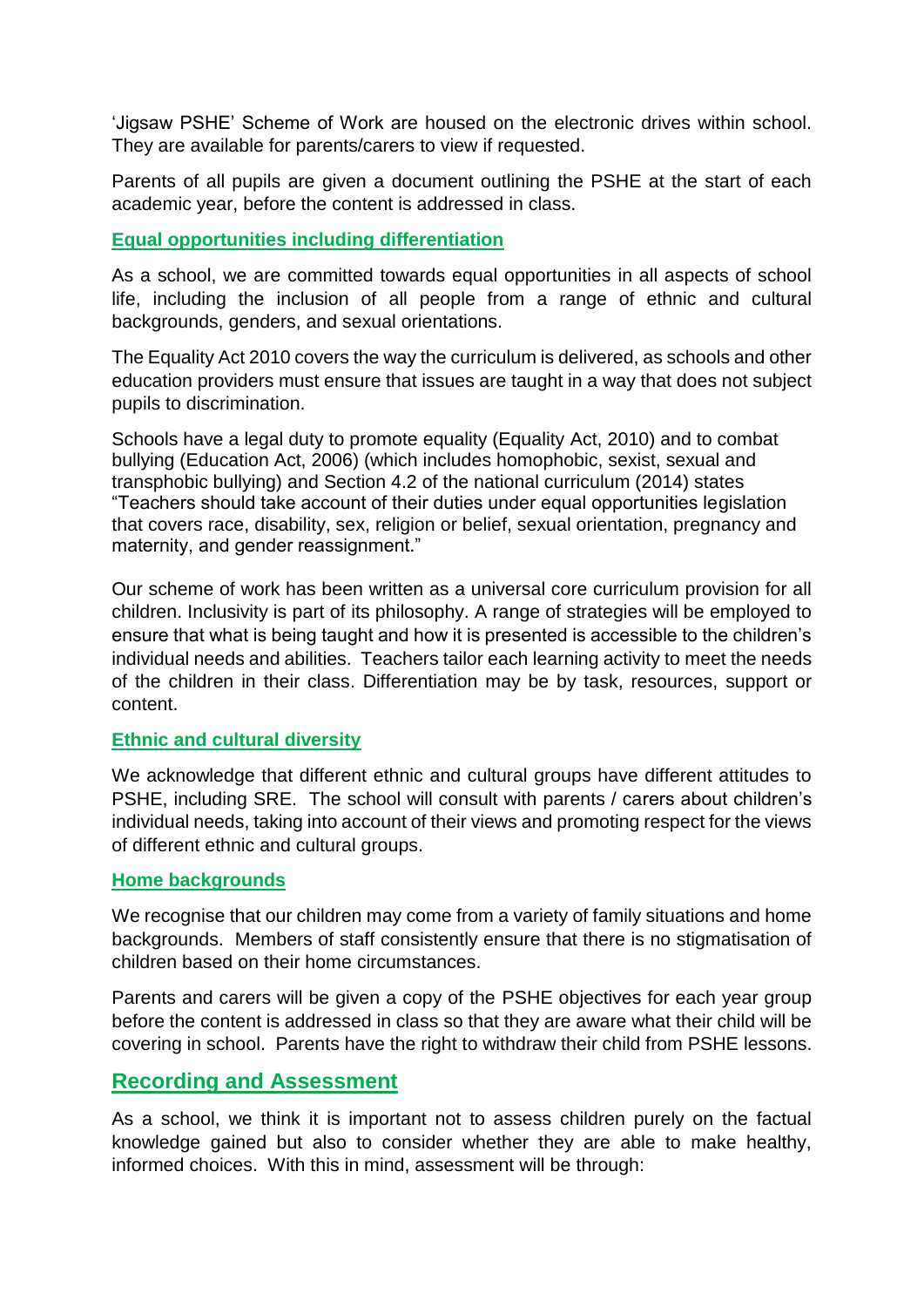'Jigsaw PSHE' Scheme of Work are housed on the electronic drives within school. They are available for parents/carers to view if requested.

Parents of all pupils are given a document outlining the PSHE at the start of each academic year, before the content is addressed in class.

### Equal opportunities including differentiation

As a school, we are committed towards equal opportunities in all aspects of school life, including the inclusion of all people from a range of ethnic and cultural backgrounds, genders, and sexual orientations.

The Equality Act 2010 covers the way the curriculum is delivered, as schools and other education providers must ensure that issues are taught in a way that does not subject pupils to discrimination.

Schools have a legal duty to promote equality (Equality Act, 2010) and to combat bullying (Education Act, 2006) (which includes homophobic, sexist, sexual and transphobic bullying) and Section 4.2 of the national curriculum (2014) states "Teachers should take account of their duties under equal opportunities legislation that covers race, disability, sex, religion or belief, sexual orientation, pregnancy and maternity, and gender reassignment."

Our scheme of work has been written as a universal core curriculum provision for all children. Inclusivity is part of its philosophy. A range of strategies will be employed to ensure that what is being taught and how it is presented is accessible to the children's individual needs and abilities. Teachers tailor each learning activity to meet the needs of the children in their class. Differentiation may be by task, resources, support or content.

### Ethnic and cultural diversity

We acknowledge that different ethnic and cultural groups have different attitudes to PSHE, including SRE. The school will consult with parents / carers about children's individual needs, taking into account of their views and promoting respect for the views of different ethnic and cultural groups.

### Home backgrounds

We recognise that our children may come from a variety of family situations and home backgrounds. Members of staff consistently ensure that there is no stigmatisation of children based on their home circumstances.

Parents and carers will be given a copy of the PSHE objectives for each year group before the content is addressed in class so that they are aware what their child will be covering in school. Parents have the right to withdraw their child from PSHE lessons.

## Recording and Assessment

As a school, we think it is important not to assess children purely on the factual knowledge gained but also to consider whether they are able to make healthy, informed choices. With this in mind, assessment will be through: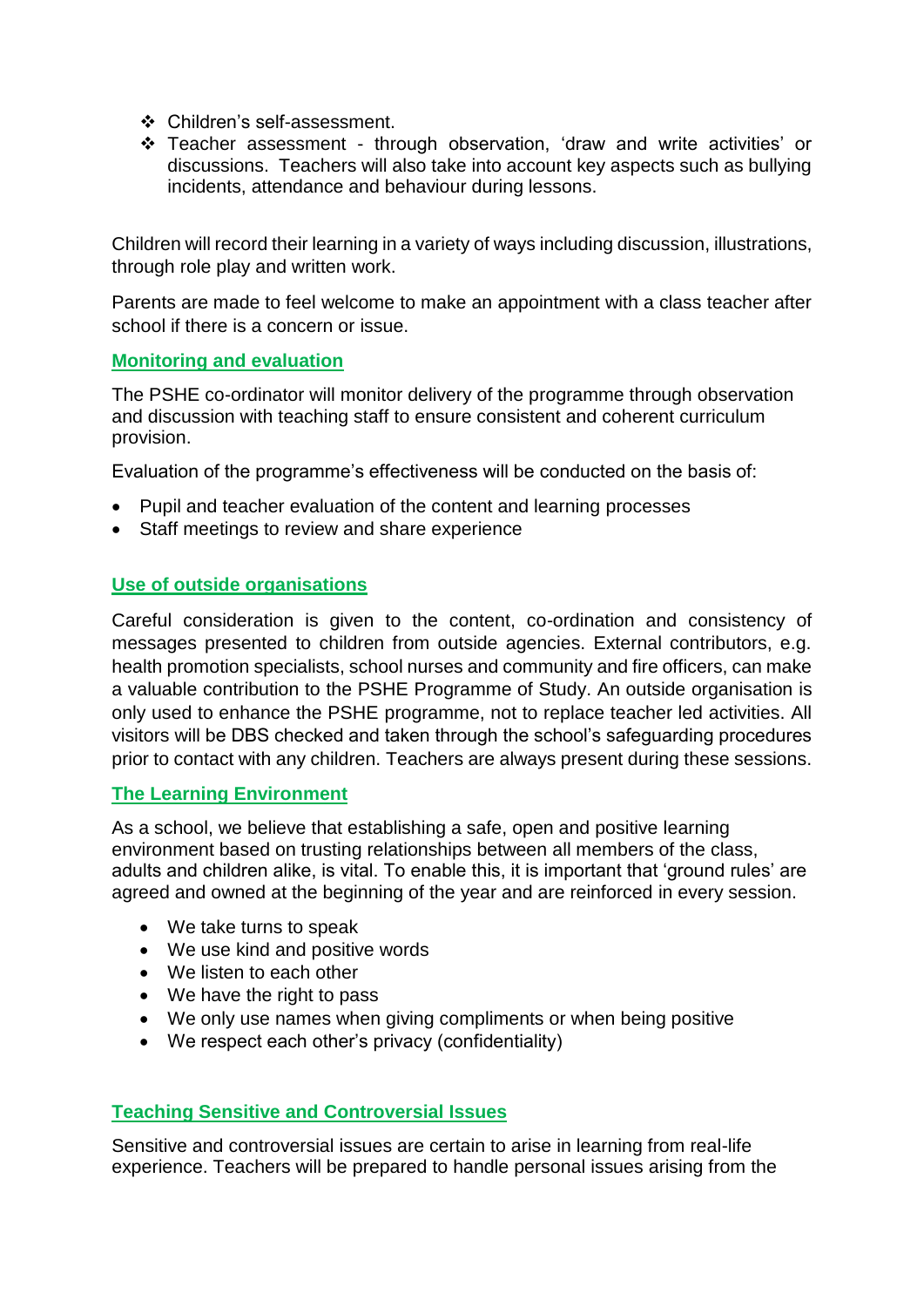- Children's self-assessment.
- Teacher assessment - through observation, 'draw and write activities' or discussions. Teachers will also take into account key aspects such as bullying incidents, attendance and behaviour during lessons.

Children will record their learning in a variety of ways including discussion, illustrations, through role play and written work.

Parents are made to feel welcome to make an appointment with a class teacher after school if there is a concern or issue.

## Monitoring and evaluation

The PSHE co-ordinator will monitor delivery of the programme through observation and discussion with teaching staff to ensure consistent and coherent curriculum provision.

Evaluation of the programme's effectiveness will be conducted on the basis of:

- Pupil and teacher evaluation of the content and learning processes
- Staff meetings to review and share experience

## Use of outside organisations

Careful consideration is given to the content, co-ordination and consistency of messages presented to children from outside agencies. External contributors, e.g. health promotion specialists, school nurses and community and fire officers, can make a valuable contribution to the PSHE Programme of Study. An outside organisation is only used to enhance the PSHE programme, not to replace teacher led activities. All visitors will be DBS checked and taken through the school's safeguarding procedures prior to contact with any children. Teachers are always present during these sessions.

## The Learning Environment

As a school, we believe that establishing a safe, open and positive learning environment based on trusting relationships between all members of the class, adults and children alike, is vital. To enable this, it is important that 'ground rules' are agreed and owned at the beginning of the year and are reinforced in every session.

- We take turns to speak
- We use kind and positive words
- We listen to each other
- We have the right to pass
- We only use names when giving compliments or when being positive
- We respect each other's privacy (confidentiality)

## Teaching Sensitive and Controversial Issues

Sensitive and controversial issues are certain to arise in learning from real-life experience. Teachers will be prepared to handle personal issues arising from the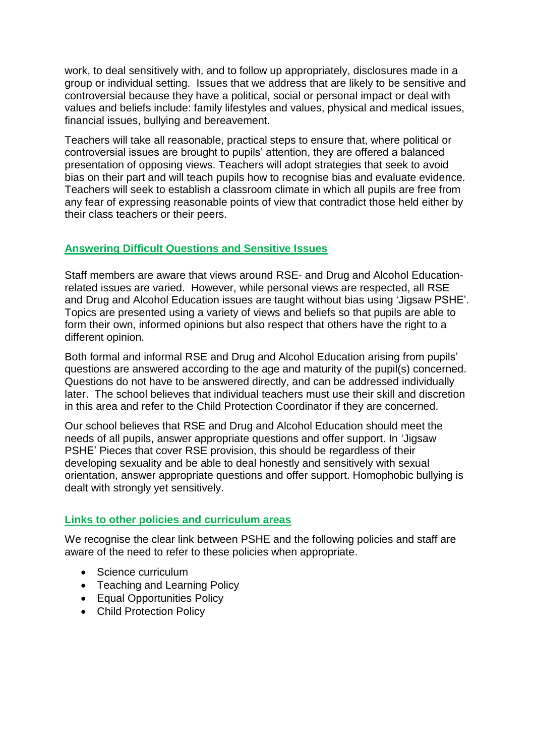work, to deal sensitively with, and to follow up appropriately, disclosures made in a group or individual setting. Issues that we address that are likely to be sensitive and controversial because they have a political, social or personal impact or deal with values and beliefs include: family lifestyles and values, physical and medical issues, financial issues, bullying and bereavement.

Teachers will take all reasonable, practical steps to ensure that, where political or controversial issues are brought to pupils' attention, they are offered a balanced presentation of opposing views. Teachers will adopt strategies that seek to avoid bias on their part and will teach pupils how to recognise bias and evaluate evidence. Teachers will seek to establish a classroom climate in which all pupils are free from any fear of expressing reasonable points of view that contradict those held either by their class teachers or their peers.

## Answering Difficult Questions and Sensitive Issues

Staff members are aware that views around RSE- and Drug and Alcohol Education-related issues are varied. However, while personal views are respected, all RSE and Drug and Alcohol Education issues are taught without bias using 'Jigsaw PSHE'. Topics are presented using a variety of views and beliefs so that pupils are able to form their own, informed opinions but also respect that others have the right to a different opinion.

Both formal and informal RSE and Drug and Alcohol Education arising from pupils' questions are answered according to the age and maturity of the pupil(s) concerned. Questions do not have to be answered directly, and can be addressed individually later. The school believes that individual teachers must use their skill and discretion in this area and refer to the Child Protection Coordinator if they are concerned.

Our school believes that RSE and Drug and Alcohol Education should meet the needs of all pupils, answer appropriate questions and offer support. In 'Jigsaw PSHE' Pieces that cover RSE provision, this should be regardless of their developing sexuality and be able to deal honestly and sensitively with sexual orientation, answer appropriate questions and offer support. Homophobic bullying is dealt with strongly yet sensitively.

## Links to other policies and curriculum areas

We recognise the clear link between PSHE and the following policies and staff are aware of the need to refer to these policies when appropriate.

- Science curriculum
- Teaching and Learning Policy
- Equal Opportunities Policy
- Child Protection Policy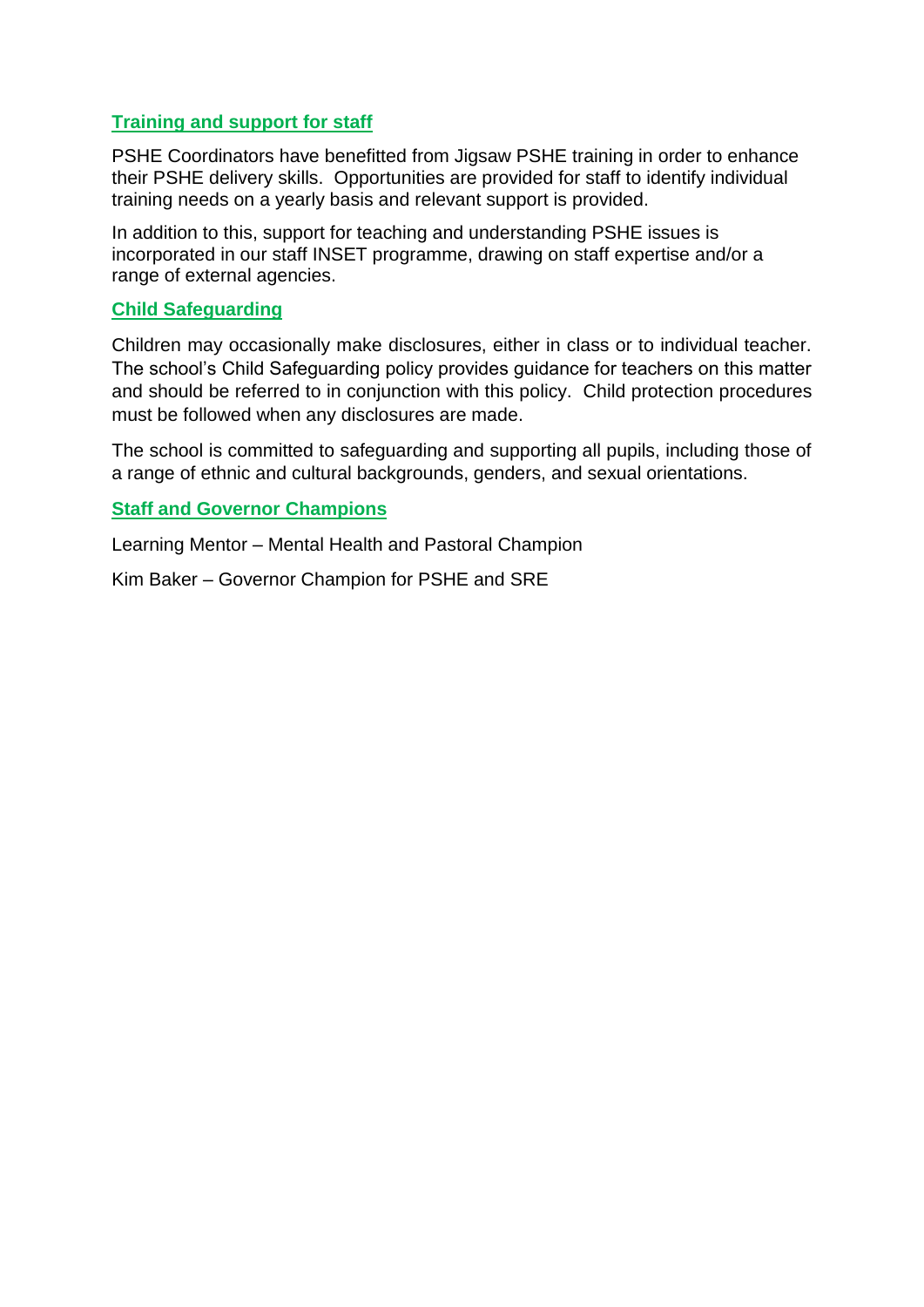## Training and support for staff

PSHE Coordinators have benefitted from Jigsaw PSHE training in order to enhance their PSHE delivery skills. Opportunities are provided for staff to identify individual training needs on a yearly basis and relevant support is provided.

In addition to this, support for teaching and understanding PSHE issues is incorporated in our staff INSET programme, drawing on staff expertise and/or a range of external agencies.

## Child Safeguarding

Children may occasionally make disclosures, either in class or to individual teacher. The school's Child Safeguarding policy provides guidance for teachers on this matter and should be referred to in conjunction with this policy. Child protection procedures must be followed when any disclosures are made.

The school is committed to safeguarding and supporting all pupils, including those of a range of ethnic and cultural backgrounds, genders, and sexual orientations.

## Staff and Governor Champions

Learning Mentor – Mental Health and Pastoral Champion

Kim Baker – Governor Champion for PSHE and SRE